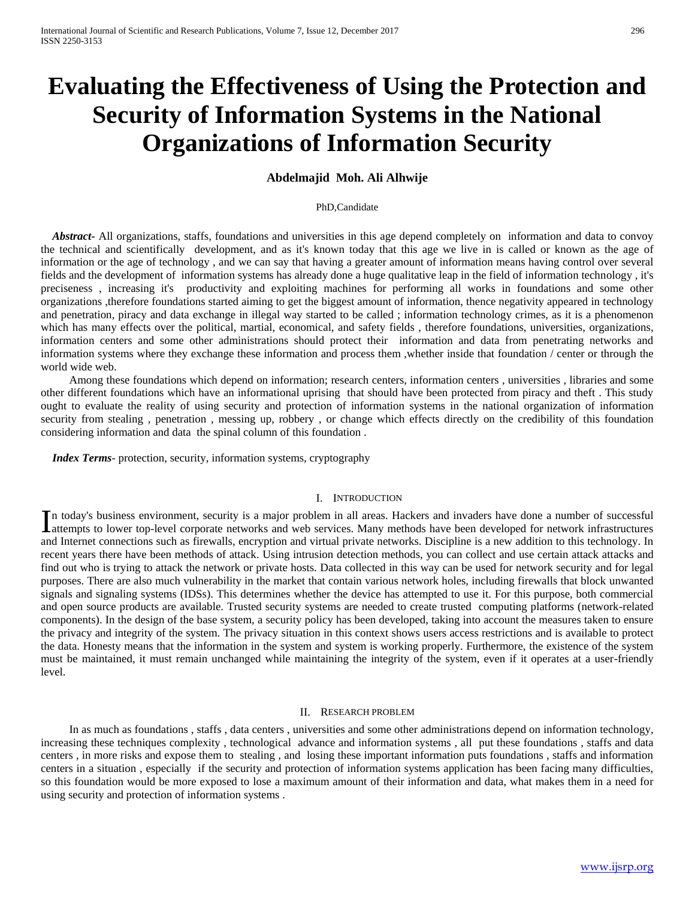# Evaluating the Effectiveness of Using the Protection and Security of Information Systems in the National Organizations of Information Security

**Abdelmajid Moh. Ali Alhwije**

PhD,Candidate

***Abstract***- All organizations, staffs, foundations and universities in this age depend completely on information and data to convoy the technical and scientifically development, and as it's known today that this age we live in is called or known as the age of information or the age of technology , and we can say that having a greater amount of information means having control over several fields and the development of information systems has already done a huge qualitative leap in the field of information technology , it's preciseness , increasing it's productivity and exploiting machines for performing all works in foundations and some other organizations ,therefore foundations started aiming to get the biggest amount of information, thence negativity appeared in technology and penetration, piracy and data exchange in illegal way started to be called ; information technology crimes, as it is a phenomenon which has many effects over the political, martial, economical, and safety fields , therefore foundations, universities, organizations, information centers and some other administrations should protect their information and data from penetrating networks and information systems where they exchange these information and process them ,whether inside that foundation / center or through the world wide web.

Among these foundations which depend on information; research centers, information centers , universities , libraries and some other different foundations which have an informational uprising that should have been protected from piracy and theft . This study ought to evaluate the reality of using security and protection of information systems in the national organization of information security from stealing , penetration , messing up, robbery , or change which effects directly on the credibility of this foundation considering information and data the spinal column of this foundation .

***Index Terms***- protection, security, information systems, cryptography

## I. Introduction

In today's business environment, security is a major problem in all areas. Hackers and invaders have done a number of successful attempts to lower top-level corporate networks and web services. Many methods have been developed for network infrastructures and Internet connections such as firewalls, encryption and virtual private networks. Discipline is a new addition to this technology. In recent years there have been methods of attack. Using intrusion detection methods, you can collect and use certain attack attacks and find out who is trying to attack the network or private hosts. Data collected in this way can be used for network security and for legal purposes. There are also much vulnerability in the market that contain various network holes, including firewalls that block unwanted signals and signaling systems (IDSs). This determines whether the device has attempted to use it. For this purpose, both commercial and open source products are available. Trusted security systems are needed to create trusted computing platforms (network-related components). In the design of the base system, a security policy has been developed, taking into account the measures taken to ensure the privacy and integrity of the system. The privacy situation in this context shows users access restrictions and is available to protect the data. Honesty means that the information in the system and system is working properly. Furthermore, the existence of the system must be maintained, it must remain unchanged while maintaining the integrity of the system, even if it operates at a user-friendly level.

## II. Research Problem

In as much as foundations , staffs , data centers , universities and some other administrations depend on information technology, increasing these techniques complexity , technological advance and information systems , all put these foundations , staffs and data centers , in more risks and expose them to stealing , and losing these important information puts foundations , staffs and information centers in a situation , especially if the security and protection of information systems application has been facing many difficulties, so this foundation would be more exposed to lose a maximum amount of their information and data, what makes them in a need for using security and protection of information systems .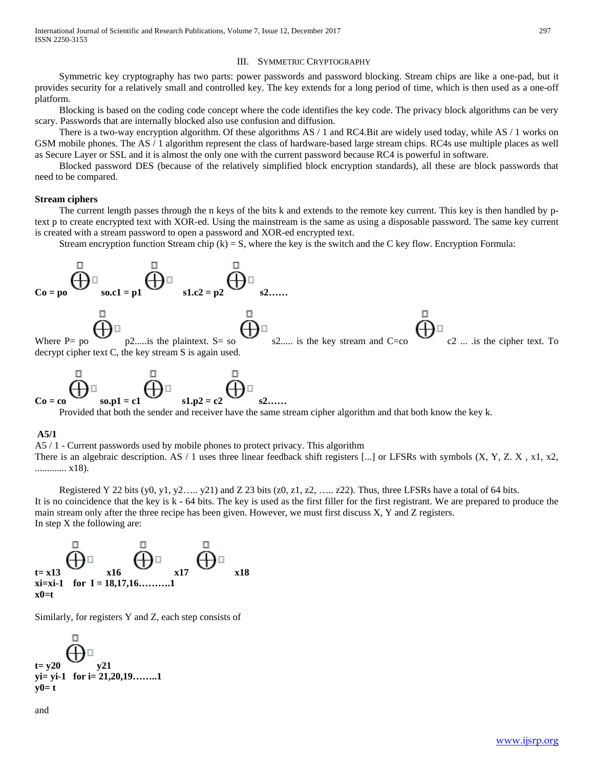## III. Symmetric Cryptography

Symmetric key cryptography has two parts: power passwords and password blocking. Stream chips are like a one-pad, but it provides security for a relatively small and controlled key. The key extends for a long period of time, which is then used as a one-off platform.

Blocking is based on the coding code concept where the code identifies the key code. The privacy block algorithms can be very scary. Passwords that are internally blocked also use confusion and diffusion.

There is a two-way encryption algorithm. Of these algorithms AS / 1 and RC4.Bit are widely used today, while AS / 1 works on GSM mobile phones. The AS / 1 algorithm represent the class of hardware-based large stream chips. RC4s use multiple places as well as Secure Layer or SSL and it is almost the only one with the current password because RC4 is powerful in software.

Blocked password DES (because of the relatively simplified block encryption standards), all these are block passwords that need to be compared.

**Stream ciphers**

The current length passes through the n keys of the bits k and extends to the remote key current. This key is then handled by p-text p to create encrypted text with XOR-ed. Using the mainstream is the same as using a disposable password. The same key current is created with a stream password to open a password and XOR-ed encrypted text.

Stream encryption function Stream chip (k) = S, where the key is the switch and the C key flow. Encryption Formula:

$$C_o = p_o \oplus s_o . c_1 = p_1 \oplus s_1 . c_2 = p_2 \oplus s_2 \ldots\ldots$$

Where P= po $\oplus$ p2.....is the plaintext. S= so $\oplus$ s2..... is the key stream and C=co $\oplus$ c2 ... .is the cipher text. To decrypt cipher text C, the key stream S is again used.

$$C_o = c_o \oplus s_o . p_1 = c_1 \oplus s_1 . p_2 = c_2 \oplus s_2 \ldots\ldots$$

Provided that both the sender and receiver have the same stream cipher algorithm and that both know the key k.

**A5/1**

A5 / 1 - Current passwords used by mobile phones to protect privacy. This algorithm
There is an algebraic description. AS / 1 uses three linear feedback shift registers [...] or LFSRs with symbols (X, Y, Z. X , x1, x2, ............. x18).

Registered Y 22 bits (y0, y1, y2….. y21) and Z 23 bits (z0, z1, z2, ….. z22). Thus, three LFSRs have a total of 64 bits.
It is no coincidence that the key is k - 64 bits. The key is used as the first filler for the first registrant. We are prepared to produce the main stream only after the three recipe has been given. However, we must first discuss X, Y and Z registers.
In step X the following are:

$$t = x_{13} \oplus x_{16} \oplus x_{17} \oplus x_{18}$$
$$x_i = x_{i-1} \quad \text{for } I = 18, 17, 16 \ldots\ldots\ldots 1$$
$$x_0 = t$$

Similarly, for registers Y and Z, each step consists of

$$t = y_{20} \oplus y_{21}$$
$$y_i = y_{i-1} \quad \text{for } i = 21, 20, 19 \ldots\ldots 1$$
$$y_0 = t$$

and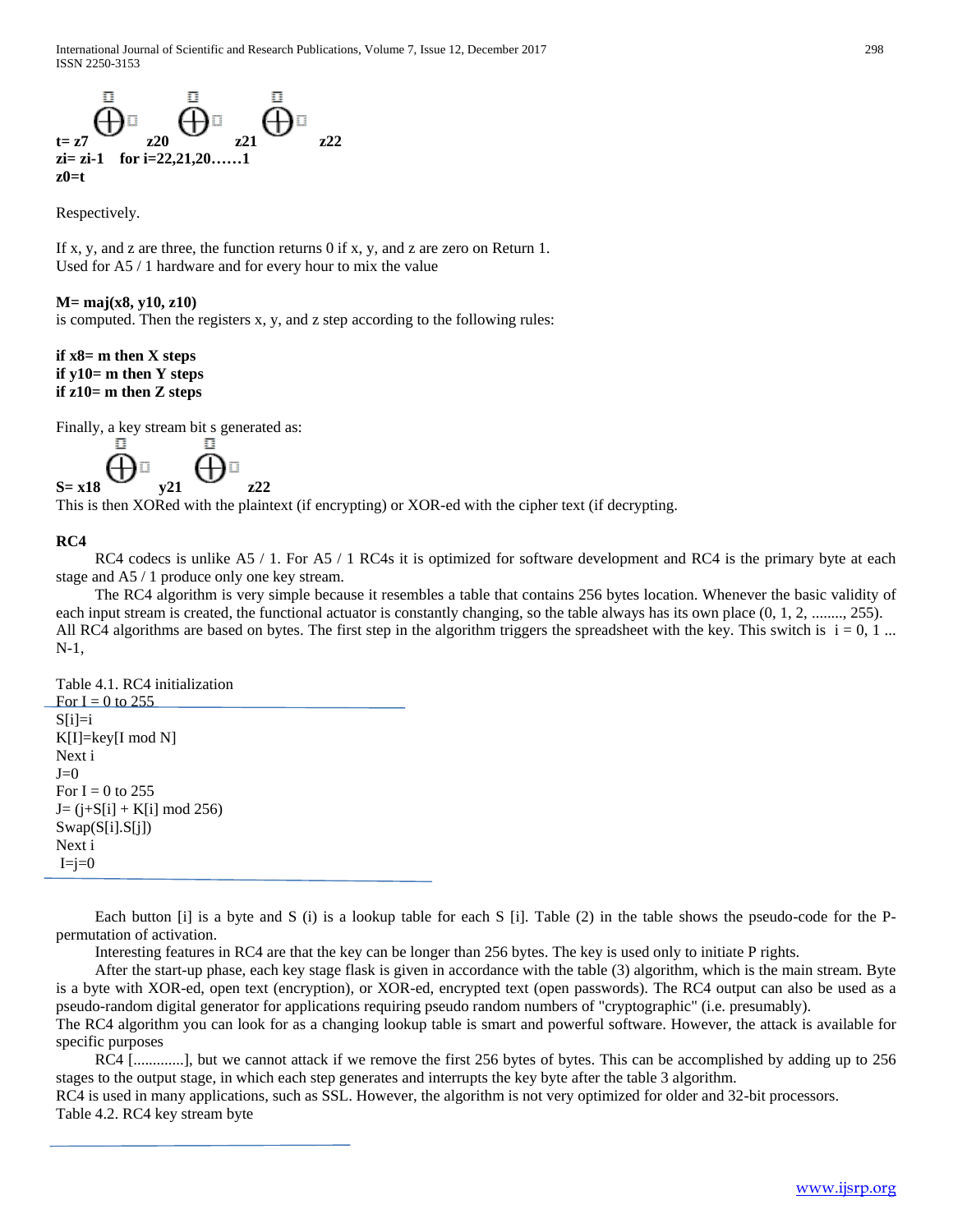$$t = z_7 \oplus z_{20} \oplus z_{21} \oplus z_{22}$$

**zi= zi-1 for i=22,21,20……1**

**z0=t**

Respectively.

If x, y, and z are three, the function returns 0 if x, y, and z are zero on Return 1.
Used for A5 / 1 hardware and for every hour to mix the value

**M= maj(x8, y10, z10)**
is computed. Then the registers x, y, and z step according to the following rules:

**if x8= m then X steps**
**if y10= m then Y steps**
**if z10= m then Z steps**

Finally, a key stream bit s generated as:

$$S = x_{18} \oplus y_{21} \oplus z_{22}$$

This is then XORed with the plaintext (if encrypting) or XOR-ed with the cipher text (if decrypting.

**RC4**

RC4 codecs is unlike A5 / 1. For A5 / 1 RC4s it is optimized for software development and RC4 is the primary byte at each stage and A5 / 1 produce only one key stream.

The RC4 algorithm is very simple because it resembles a table that contains 256 bytes location. Whenever the basic validity of each input stream is created, the functional actuator is constantly changing, so the table always has its own place (0, 1, 2, ........, 255). All RC4 algorithms are based on bytes. The first step in the algorithm triggers the spreadsheet with the key. This switch is i = 0, 1 ... N-1,

Table 4.1. RC4 initialization

```
For I = 0 to 255
S[i]=i
K[I]=key[I mod N]
Next i
J=0
For I = 0 to 255
J= (j+S[i] + K[i] mod 256)
Swap(S[i].S[j])
Next i
 I=j=0
```

Each button [i] is a byte and S (i) is a lookup table for each S [i]. Table (2) in the table shows the pseudo-code for the P-permutation of activation.

Interesting features in RC4 are that the key can be longer than 256 bytes. The key is used only to initiate P rights.

After the start-up phase, each key stage flask is given in accordance with the table (3) algorithm, which is the main stream. Byte is a byte with XOR-ed, open text (encryption), or XOR-ed, encrypted text (open passwords). The RC4 output can also be used as a pseudo-random digital generator for applications requiring pseudo random numbers of "cryptographic" (i.e. presumably).

The RC4 algorithm you can look for as a changing lookup table is smart and powerful software. However, the attack is available for specific purposes

RC4 [.............], but we cannot attack if we remove the first 256 bytes of bytes. This can be accomplished by adding up to 256 stages to the output stage, in which each step generates and interrupts the key byte after the table 3 algorithm.

RC4 is used in many applications, such as SSL. However, the algorithm is not very optimized for older and 32-bit processors.

Table 4.2. RC4 key stream byte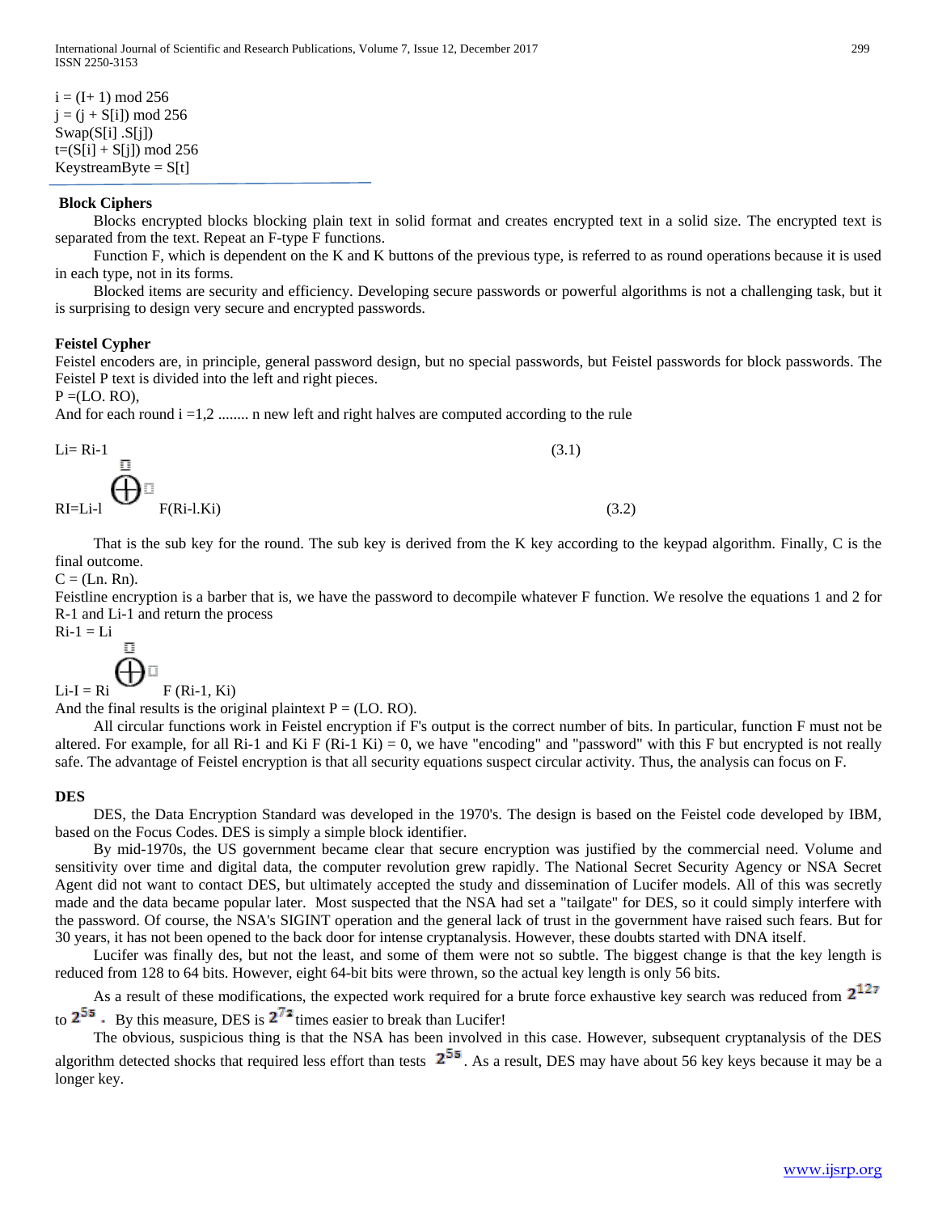i = (I+ 1) mod 256
j = (j + S[i]) mod 256
Swap(S[i] .S[j])
t=(S[i] + S[j]) mod 256
KeystreamByte = S[t]

### Block Ciphers

Blocks encrypted blocks blocking plain text in solid format and creates encrypted text in a solid size. The encrypted text is separated from the text. Repeat an F-type F functions.

Function F, which is dependent on the K and K buttons of the previous type, is referred to as round operations because it is used in each type, not in its forms.

Blocked items are security and efficiency. Developing secure passwords or powerful algorithms is not a challenging task, but it is surprising to design very secure and encrypted passwords.

### Feistel Cypher

Feistel encoders are, in principle, general password design, but no special passwords, but Feistel passwords for block passwords. The Feistel P text is divided into the left and right pieces.

P =(LO. RO),

And for each round i =1,2 ........ n new left and right halves are computed according to the rule

$$L_i = R_{i-1} \tag{3.1}$$

$$R_I = L_{i-l} \oplus F(R_{i-l}.K_i) \tag{3.2}$$

That is the sub key for the round. The sub key is derived from the K key according to the keypad algorithm. Finally, C is the final outcome.

C = (Ln. Rn).

Feistline encryption is a barber that is, we have the password to decompile whatever F function. We resolve the equations 1 and 2 for R-1 and Li-1 and return the process

$$R_{i-1} = L_i$$

$$L_{i-I} = R_i \oplus F(R_{i-1}, K_i)$$

And the final results is the original plaintext P = (LO. RO).

All circular functions work in Feistel encryption if F's output is the correct number of bits. In particular, function F must not be altered. For example, for all Ri-1 and Ki F (Ri-1 Ki) = 0, we have "encoding" and "password" with this F but encrypted is not really safe. The advantage of Feistel encryption is that all security equations suspect circular activity. Thus, the analysis can focus on F.

### DES

DES, the Data Encryption Standard was developed in the 1970's. The design is based on the Feistel code developed by IBM, based on the Focus Codes. DES is simply a simple block identifier.

By mid-1970s, the US government became clear that secure encryption was justified by the commercial need. Volume and sensitivity over time and digital data, the computer revolution grew rapidly. The National Secret Security Agency or NSA Secret Agent did not want to contact DES, but ultimately accepted the study and dissemination of Lucifer models. All of this was secretly made and the data became popular later. Most suspected that the NSA had set a "tailgate" for DES, so it could simply interfere with the password. Of course, the NSA's SIGINT operation and the general lack of trust in the government have raised such fears. But for 30 years, it has not been opened to the back door for intense cryptanalysis. However, these doubts started with DNA itself.

Lucifer was finally des, but not the least, and some of them were not so subtle. The biggest change is that the key length is reduced from 128 to 64 bits. However, eight 64-bit bits were thrown, so the actual key length is only 56 bits.

As a result of these modifications, the expected work required for a brute force exhaustive key search was reduced from $2^{127}$ to $2^{55}$. By this measure, DES is $2^{72}$ times easier to break than Lucifer!

The obvious, suspicious thing is that the NSA has been involved in this case. However, subsequent cryptanalysis of the DES algorithm detected shocks that required less effort than tests $2^{55}$. As a result, DES may have about 56 key keys because it may be a longer key.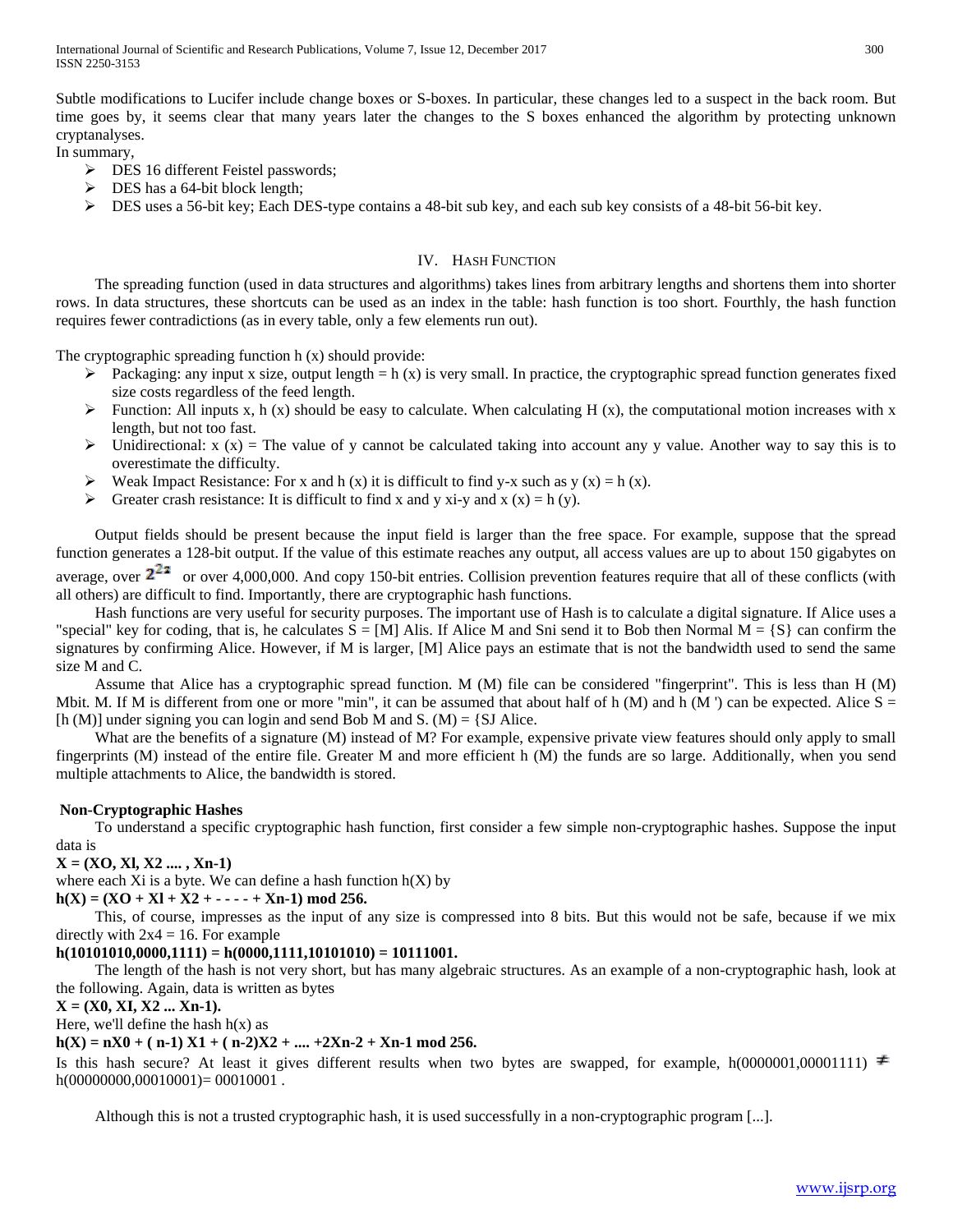Subtle modifications to Lucifer include change boxes or S-boxes. In particular, these changes led to a suspect in the back room. But time goes by, it seems clear that many years later the changes to the S boxes enhanced the algorithm by protecting unknown cryptanalyses.

In summary,

- DES 16 different Feistel passwords;
- DES has a 64-bit block length;
- DES uses a 56-bit key; Each DES-type contains a 48-bit sub key, and each sub key consists of a 48-bit 56-bit key.

## IV. Hash Function

The spreading function (used in data structures and algorithms) takes lines from arbitrary lengths and shortens them into shorter rows. In data structures, these shortcuts can be used as an index in the table: hash function is too short. Fourthly, the hash function requires fewer contradictions (as in every table, only a few elements run out).

The cryptographic spreading function h (x) should provide:

- Packaging: any input x size, output length = h (x) is very small. In practice, the cryptographic spread function generates fixed size costs regardless of the feed length.
- Function: All inputs x, h (x) should be easy to calculate. When calculating H (x), the computational motion increases with x length, but not too fast.
- Unidirectional: x (x) = The value of y cannot be calculated taking into account any y value. Another way to say this is to overestimate the difficulty.
- Weak Impact Resistance: For x and h (x) it is difficult to find y-x such as y (x) = h (x).
- Greater crash resistance: It is difficult to find x and y xi-y and x (x) = h (y).

Output fields should be present because the input field is larger than the free space. For example, suppose that the spread function generates a 128-bit output. If the value of this estimate reaches any output, all access values are up to about 150 gigabytes on average, over $2^{2z}$ or over 4,000,000. And copy 150-bit entries. Collision prevention features require that all of these conflicts (with all others) are difficult to find. Importantly, there are cryptographic hash functions.

Hash functions are very useful for security purposes. The important use of Hash is to calculate a digital signature. If Alice uses a "special" key for coding, that is, he calculates S = [M] Alis. If Alice M and Sni send it to Bob then Normal M = {S} can confirm the signatures by confirming Alice. However, if M is larger, [M] Alice pays an estimate that is not the bandwidth used to send the same size M and C.

Assume that Alice has a cryptographic spread function. M (M) file can be considered "fingerprint". This is less than H (M) Mbit. M. If M is different from one or more "min", it can be assumed that about half of h (M) and h (M ') can be expected. Alice S = [h (M)] under signing you can login and send Bob M and S. (M) = {SJ Alice.

What are the benefits of a signature (M) instead of M? For example, expensive private view features should only apply to small fingerprints (M) instead of the entire file. Greater M and more efficient h (M) the funds are so large. Additionally, when you send multiple attachments to Alice, the bandwidth is stored.

### Non-Cryptographic Hashes

To understand a specific cryptographic hash function, first consider a few simple non-cryptographic hashes. Suppose the input data is

**X = (XO, Xl, X2 .... , Xn-1)**

where each Xi is a byte. We can define a hash function h(X) by

**h(X) = (XO + Xl + X2 + - - - - + Xn-1) mod 256.**

This, of course, impresses as the input of any size is compressed into 8 bits. But this would not be safe, because if we mix directly with 2x4 = 16. For example

**h(10101010,0000,1111) = h(0000,1111,10101010) = 10111001.**

The length of the hash is not very short, but has many algebraic structures. As an example of a non-cryptographic hash, look at the following. Again, data is written as bytes

**X = (X0, XI, X2 ... Xn-1).**

Here, we'll define the hash h(x) as

**h(X) = nX0 + ( n-1) X1 + ( n-2)X2 + .... +2Xn-2 + Xn-1 mod 256.**

Is this hash secure? At least it gives different results when two bytes are swapped, for example, h(0000001,00001111) ≠ h(00000000,00010001)= 00010001 .

Although this is not a trusted cryptographic hash, it is used successfully in a non-cryptographic program [...].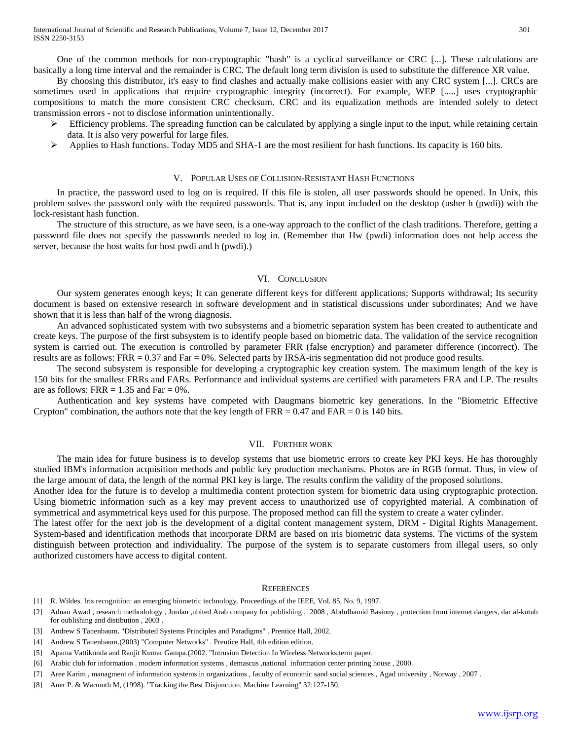One of the common methods for non-cryptographic "hash" is a cyclical surveillance or CRC [...]. These calculations are basically a long time interval and the remainder is CRC. The default long term division is used to substitute the difference XR value.

By choosing this distributor, it's easy to find clashes and actually make collisions easier with any CRC system [...]. CRCs are sometimes used in applications that require cryptographic integrity (incorrect). For example, WEP [.....] uses cryptographic compositions to match the more consistent CRC checksum. CRC and its equalization methods are intended solely to detect transmission errors - not to disclose information unintentionally.

- Efficiency problems. The spreading function can be calculated by applying a single input to the input, while retaining certain data. It is also very powerful for large files.
- Applies to Hash functions. Today MD5 and SHA-1 are the most resilient for hash functions. Its capacity is 160 bits.

## V. Popular Uses of Collision-Resistant Hash Functions

In practice, the password used to log on is required. If this file is stolen, all user passwords should be opened. In Unix, this problem solves the password only with the required passwords. That is, any input included on the desktop (usher h (pwdi)) with the lock-resistant hash function.

The structure of this structure, as we have seen, is a one-way approach to the conflict of the clash traditions. Therefore, getting a password file does not specify the passwords needed to log in. (Remember that Hw (pwdi) information does not help access the server, because the host waits for host pwdi and h (pwdi).)

## VI. Conclusion

Our system generates enough keys; It can generate different keys for different applications; Supports withdrawal; Its security document is based on extensive research in software development and in statistical discussions under subordinates; And we have shown that it is less than half of the wrong diagnosis.

An advanced sophisticated system with two subsystems and a biometric separation system has been created to authenticate and create keys. The purpose of the first subsystem is to identify people based on biometric data. The validation of the service recognition system is carried out. The execution is controlled by parameter FRR (false encryption) and parameter difference (incorrect). The results are as follows: FRR = 0.37 and Far = 0%. Selected parts by IRSA-iris segmentation did not produce good results.

The second subsystem is responsible for developing a cryptographic key creation system. The maximum length of the key is 150 bits for the smallest FRRs and FARs. Performance and individual systems are certified with parameters FRA and LP. The results are as follows: FRR = 1.35 and Far = 0%.

Authentication and key systems have competed with Daugmans biometric key generations. In the "Biometric Effective Crypton" combination, the authors note that the key length of FRR = 0.47 and FAR = 0 is 140 bits.

## VII. Further work

The main idea for future business is to develop systems that use biometric errors to create key PKI keys. He has thoroughly studied IBM's information acquisition methods and public key production mechanisms. Photos are in RGB format. Thus, in view of the large amount of data, the length of the normal PKI key is large. The results confirm the validity of the proposed solutions.

Another idea for the future is to develop a multimedia content protection system for biometric data using cryptographic protection. Using biometric information such as a key may prevent access to unauthorized use of copyrighted material. A combination of symmetrical and asymmetrical keys used for this purpose. The proposed method can fill the system to create a water cylinder.

The latest offer for the next job is the development of a digital content management system, DRM - Digital Rights Management. System-based and identification methods that incorporate DRM are based on iris biometric data systems. The victims of the system distinguish between protection and individuality. The purpose of the system is to separate customers from illegal users, so only authorized customers have access to digital content.

## References

[1] R. Wildes. Iris recognition: an emerging biometric technology. Proceedings of the IEEE, Vol. 85, No. 9, 1997.

[2] Adnan Awad , research methodology , Jordan ,ubited Arab company for publishing , 2008 , Abdulhamid Basiony , protection from internet dangers, dar al-kutub for oublishing and distibution , 2003 .

[3] Andrew S Tanenbaum. "Distributed Systems Principles and Paradigms" . Prentice Hall, 2002.

[4] Andrew S Tanenbaum.(2003) "Computer Networks" . Prentice Hall, 4th edition edition.

[5] Apama Vattikonda and Ranjit Kumar Gampa.(2002. "Intrusion Detection In Wireless Networks,term paper.

[6] Arabic club for information . modern information systems , demascus ,national information center printing house , 2000.

[7] Aree Karim , managment of information systems in organizations , faculty of economic sand social sciences , Agad university , Norway , 2007 .

[8] Auer P. & Warmuth M, (1998). "Tracking the Best Disjunction. Machine Learning" 32:127-150.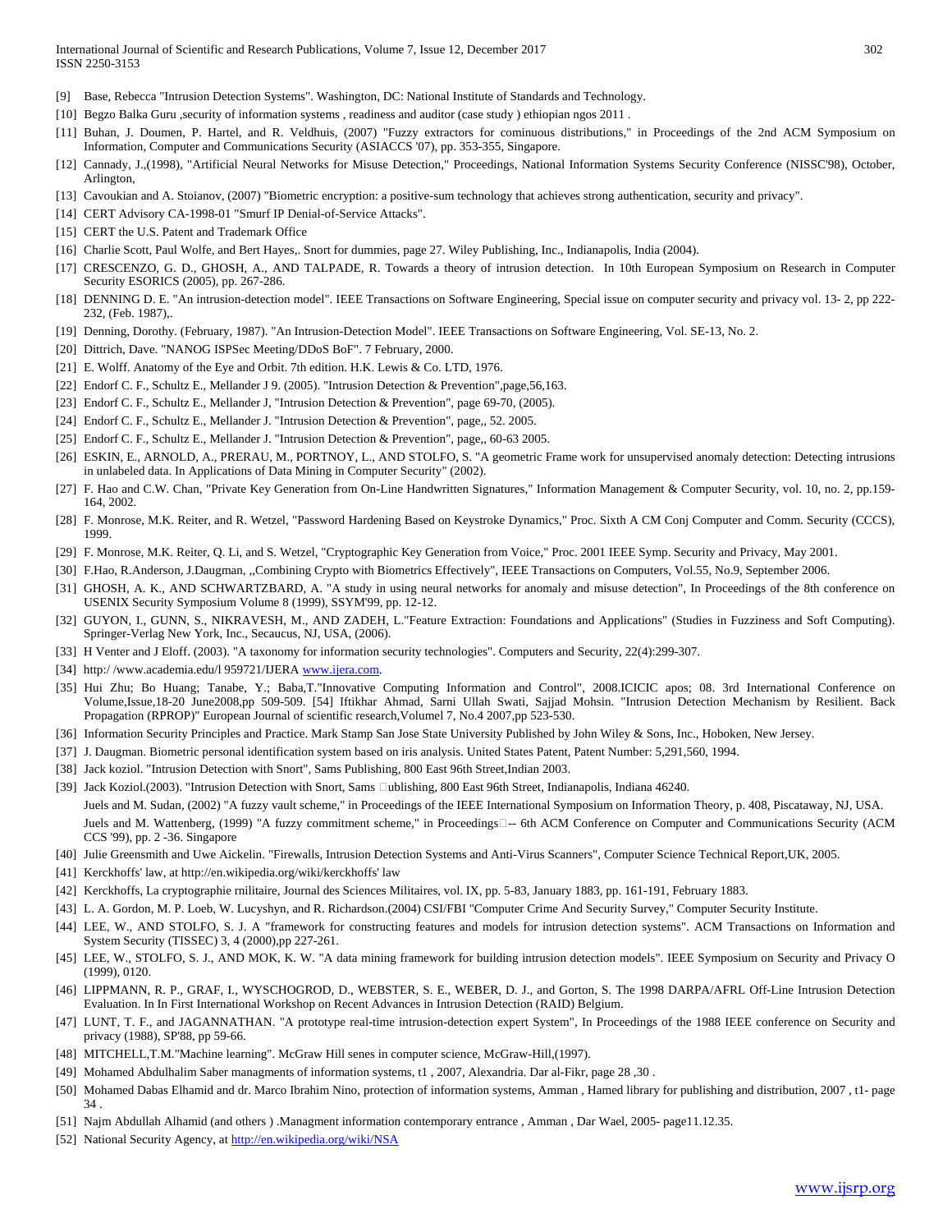[9] Base, Rebecca "Intrusion Detection Systems". Washington, DC: National Institute of Standards and Technology.

[10] Begzo Balka Guru ,security of information systems , readiness and auditor (case study ) ethiopian ngos 2011 .

[11] Buhan, J. Doumen, P. Hartel, and R. Veldhuis, (2007) "Fuzzy extractors for cominuous distributions," in Proceedings of the 2nd ACM Symposium on Information, Computer and Communications Security (ASIACCS '07), pp. 353-355, Singapore.

[12] Cannady, J.,(1998), "Artificial Neural Networks for Misuse Detection," Proceedings, National Information Systems Security Conference (NISSC'98), October, Arlington,

[13] Cavoukian and A. Stoianov, (2007) "Biometric encryption: a positive-sum technology that achieves strong authentication, security and privacy".

[14] CERT Advisory CA-1998-01 "Smurf IP Denial-of-Service Attacks".

[15] CERT the U.S. Patent and Trademark Office

[16] Charlie Scott, Paul Wolfe, and Bert Hayes,. Snort for dummies, page 27. Wiley Publishing, Inc., Indianapolis, India (2004).

[17] CRESCENZO, G. D., GHOSH, A., AND TALPADE, R. Towards a theory of intrusion detection. In 10th European Symposium on Research in Computer Security ESORICS (2005), pp. 267-286.

[18] DENNING D. E. "An intrusion-detection model". IEEE Transactions on Software Engineering, Special issue on computer security and privacy vol. 13- 2, pp 222-232, (Feb. 1987),.

[19] Denning, Dorothy. (February, 1987). "An Intrusion-Detection Model". IEEE Transactions on Software Engineering, Vol. SE-13, No. 2.

[20] Dittrich, Dave. "NANOG ISPSec Meeting/DDoS BoF". 7 February, 2000.

[21] E. Wolff. Anatomy of the Eye and Orbit. 7th edition. H.K. Lewis & Co. LTD, 1976.

[22] Endorf C. F., Schultz E., Mellander J 9. (2005). "Intrusion Detection & Prevention",page,56,163.

[23] Endorf C. F., Schultz E., Mellander J, "Intrusion Detection & Prevention", page 69-70, (2005).

[24] Endorf C. F., Schultz E., Mellander J. "Intrusion Detection & Prevention", page,, 52. 2005.

[25] Endorf C. F., Schultz E., Mellander J. "Intrusion Detection & Prevention", page,, 60-63 2005.

[26] ESKIN, E., ARNOLD, A., PRERAU, M., PORTNOY, L., AND STOLFO, S. "A geometric Frame work for unsupervised anomaly detection: Detecting intrusions in unlabeled data. In Applications of Data Mining in Computer Security" (2002).

[27] F. Hao and C.W. Chan, "Private Key Generation from On-Line Handwritten Signatures," Information Management & Computer Security, vol. 10, no. 2, pp.159-164, 2002.

[28] F. Monrose, M.K. Reiter, and R. Wetzel, "Password Hardening Based on Keystroke Dynamics," Proc. Sixth A CM Conj Computer and Comm. Security (CCCS), 1999.

[29] F. Monrose, M.K. Reiter, Q. Li, and S. Wetzel, "Cryptographic Key Generation from Voice," Proc. 2001 IEEE Symp. Security and Privacy, May 2001.

[30] F.Hao, R.Anderson, J.Daugman, ,,Combining Crypto with Biometrics Effectively", IEEE Transactions on Computers, Vol.55, No.9, September 2006.

[31] GHOSH, A. K., AND SCHWARTZBARD, A. "A study in using neural networks for anomaly and misuse detection", In Proceedings of the 8th conference on USENIX Security Symposium Volume 8 (1999), SSYM'99, pp. 12-12.

[32] GUYON, I., GUNN, S., NIKRAVESH, M., AND ZADEH, L."Feature Extraction: Foundations and Applications" (Studies in Fuzziness and Soft Computing). Springer-Verlag New York, Inc., Secaucus, NJ, USA, (2006).

[33] H Venter and J Eloff. (2003). "A taxonomy for information security technologies". Computers and Security, 22(4):299-307.

[34] http:/ /www.academia.edu/l 959721/IJERA www.ijera.com.

[35] Hui Zhu; Bo Huang; Tanabe, Y.; Baba,T."Innovative Computing Information and Control", 2008.ICICIC apos; 08. 3rd International Conference on Volume,Issue,18-20 June2008,pp 509-509. [54] Iftikhar Ahmad, Sarni Ullah Swati, Sajjad Mohsin. "Intrusion Detection Mechanism by Resilient. Back Propagation (RPROP)" European Journal of scientific research,Volumel 7, No.4 2007,pp 523-530.

[36] Information Security Principles and Practice. Mark Stamp San Jose State University Published by John Wiley & Sons, Inc., Hoboken, New Jersey.

[37] J. Daugman. Biometric personal identification system based on iris analysis. United States Patent, Patent Number: 5,291,560, 1994.

[38] Jack koziol. "Intrusion Detection with Snort", Sams Publishing, 800 East 96th Street,Indian 2003.

[39] Jack Koziol.(2003). "Intrusion Detection with Snort, Sams ublishing, 800 East 96th Street, Indianapolis, Indiana 46240.

Juels and M. Sudan, (2002) "A fuzzy vault scheme," in Proceedings of the IEEE International Symposium on Information Theory, p. 408, Piscataway, NJ, USA.

Juels and M. Wattenberg, (1999) "A fuzzy commitment scheme," in Proceedings-- 6th ACM Conference on Computer and Communications Security (ACM CCS '99), pp. 2 -36. Singapore

[40] Julie Greensmith and Uwe Aickelin. "Firewalls, Intrusion Detection Systems and Anti-Virus Scanners", Computer Science Technical Report,UK, 2005.

[41] Kerckhoffs' law, at http://en.wikipedia.org/wiki/kerckhoffs' law

[42] Kerckhoffs, La cryptographie rnilitaire, Journal des Sciences Militaires, vol. IX, pp. 5-83, January 1883, pp. 161-191, February 1883.

[43] L. A. Gordon, M. P. Loeb, W. Lucyshyn, and R. Richardson.(2004) CSI/FBI "Computer Crime And Security Survey," Computer Security Institute.

[44] LEE, W., AND STOLFO, S. J. A "framework for constructing features and models for intrusion detection systems". ACM Transactions on Information and System Security (TISSEC) 3, 4 (2000),pp 227-261.

[45] LEE, W., STOLFO, S. J., AND MOK, K. W. "A data mining framework for building intrusion detection models". IEEE Symposium on Security and Privacy O (1999), 0120.

[46] LIPPMANN, R. P., GRAF, I., WYSCHOGROD, D., WEBSTER, S. E., WEBER, D. J., and Gorton, S. The 1998 DARPA/AFRL Off-Line Intrusion Detection Evaluation. In In First International Workshop on Recent Advances in Intrusion Detection (RAID) Belgium.

[47] LUNT, T. F., and JAGANNATHAN. "A prototype real-time intrusion-detection expert System", In Proceedings of the 1988 IEEE conference on Security and privacy (1988), SP'88, pp 59-66.

[48] MITCHELL,T.M."Machine learning". McGraw Hill senes in computer science, McGraw-Hill,(1997).

[49] Mohamed Abdulhalim Saber managments of information systems, t1 , 2007, Alexandria. Dar al-Fikr, page 28 ,30 .

[50] Mohamed Dabas Elhamid and dr. Marco Ibrahim Nino, protection of information systems, Amman , Hamed library for publishing and distribution, 2007 , t1- page 34 .

[51] Najm Abdullah Alhamid (and others ) .Managment information contemporary entrance , Amman , Dar Wael, 2005- page11.12.35.

[52] National Security Agency, at http://en.wikipedia.org/wiki/NSA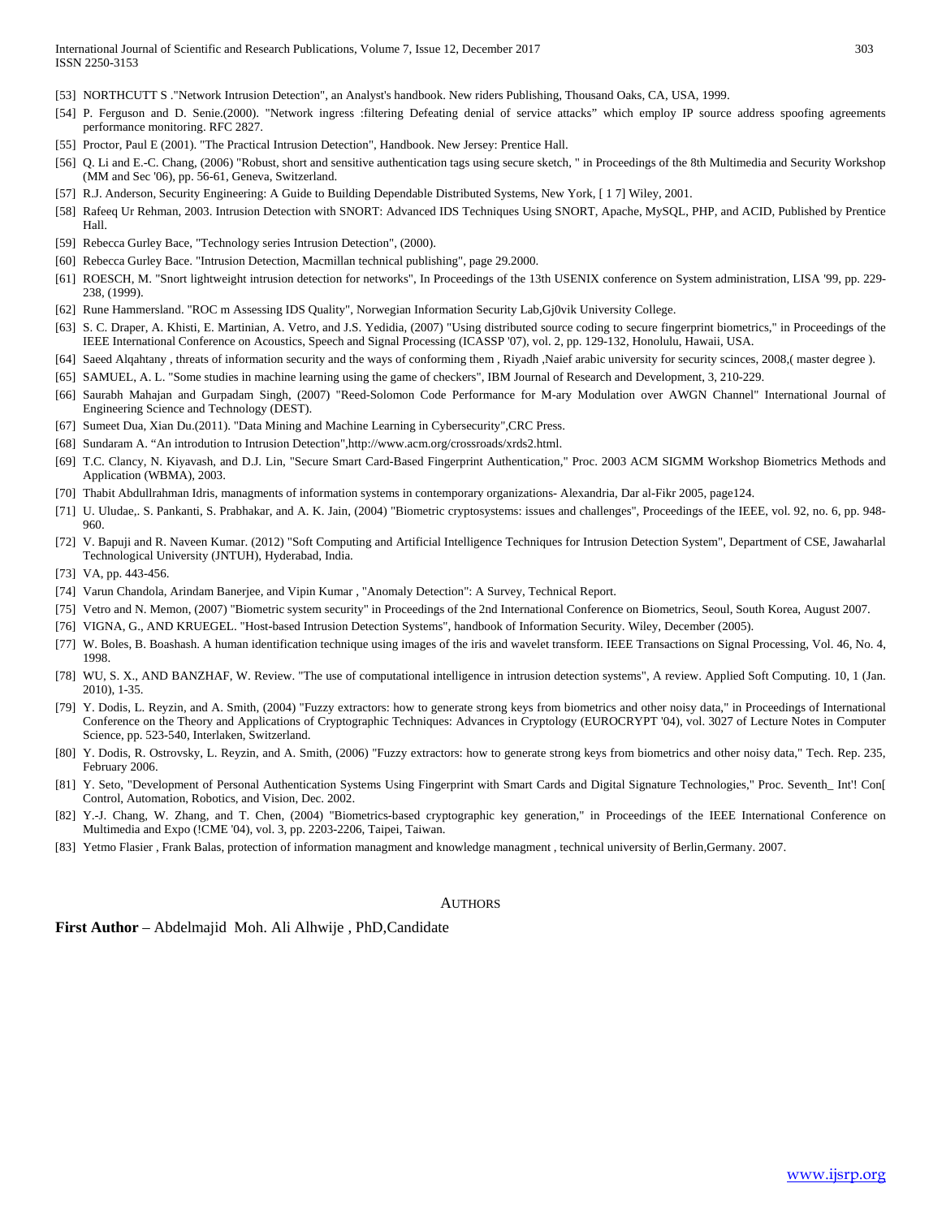[53] NORTHCUTT S ."Network Intrusion Detection", an Analyst's handbook. New riders Publishing, Thousand Oaks, CA, USA, 1999.

[54] P. Ferguson and D. Senie.(2000). "Network ingress :filtering Defeating denial of service attacks" which employ IP source address spoofing agreements performance monitoring. RFC 2827.

[55] Proctor, Paul E (2001). "The Practical Intrusion Detection", Handbook. New Jersey: Prentice Hall.

[56] Q. Li and E.-C. Chang, (2006) "Robust, short and sensitive authentication tags using secure sketch, " in Proceedings of the 8th Multimedia and Security Workshop (MM and Sec '06), pp. 56-61, Geneva, Switzerland.

[57] R.J. Anderson, Security Engineering: A Guide to Building Dependable Distributed Systems, New York, [ 1 7] Wiley, 2001.

[58] Rafeeq Ur Rehman, 2003. Intrusion Detection with SNORT: Advanced IDS Techniques Using SNORT, Apache, MySQL, PHP, and ACID, Published by Prentice Hall.

[59] Rebecca Gurley Bace, "Technology series Intrusion Detection", (2000).

[60] Rebecca Gurley Bace. "Intrusion Detection, Macmillan technical publishing", page 29.2000.

[61] ROESCH, M. "Snort lightweight intrusion detection for networks", In Proceedings of the 13th USENIX conference on System administration, LISA '99, pp. 229-238, (1999).

[62] Rune Hammersland. "ROC m Assessing IDS Quality", Norwegian Information Security Lab,Gj0vik University College.

[63] S. C. Draper, A. Khisti, E. Martinian, A. Vetro, and J.S. Yedidia, (2007) "Using distributed source coding to secure fingerprint biometrics," in Proceedings of the IEEE International Conference on Acoustics, Speech and Signal Processing (ICASSP '07), vol. 2, pp. 129-132, Honolulu, Hawaii, USA.

[64] Saeed Alqahtany , threats of information security and the ways of conforming them , Riyadh ,Naief arabic university for security scinces, 2008,( master degree ).

[65] SAMUEL, A. L. "Some studies in machine learning using the game of checkers", IBM Journal of Research and Development, 3, 210-229.

[66] Saurabh Mahajan and Gurpadam Singh, (2007) "Reed-Solomon Code Performance for M-ary Modulation over AWGN Channel" International Journal of Engineering Science and Technology (DEST).

[67] Sumeet Dua, Xian Du.(2011). "Data Mining and Machine Learning in Cybersecurity",CRC Press.

[68] Sundaram A. "An introdution to Intrusion Detection",http://www.acm.org/crossroads/xrds2.html.

[69] T.C. Clancy, N. Kiyavash, and D.J. Lin, "Secure Smart Card-Based Fingerprint Authentication," Proc. 2003 ACM SIGMM Workshop Biometrics Methods and Application (WBMA), 2003.

[70] Thabit Abdullrahman Idris, managments of information systems in contemporary organizations- Alexandria, Dar al-Fikr 2005, page124.

[71] U. Uludae,. S. Pankanti, S. Prabhakar, and A. K. Jain, (2004) "Biometric cryptosystems: issues and challenges", Proceedings of the IEEE, vol. 92, no. 6, pp. 948-960.

[72] V. Bapuji and R. Naveen Kumar. (2012) "Soft Computing and Artificial Intelligence Techniques for Intrusion Detection System", Department of CSE, Jawaharlal Technological University (JNTUH), Hyderabad, India.

[73] VA, pp. 443-456.

[74] Varun Chandola, Arindam Banerjee, and Vipin Kumar , "Anomaly Detection": A Survey, Technical Report.

[75] Vetro and N. Memon, (2007) "Biometric system security" in Proceedings of the 2nd International Conference on Biometrics, Seoul, South Korea, August 2007.

[76] VIGNA, G., AND KRUEGEL. "Host-based Intrusion Detection Systems", handbook of Information Security. Wiley, December (2005).

[77] W. Boles, B. Boashash. A human identification technique using images of the iris and wavelet transform. IEEE Transactions on Signal Processing, Vol. 46, No. 4, 1998.

[78] WU, S. X., AND BANZHAF, W. Review. "The use of computational intelligence in intrusion detection systems", A review. Applied Soft Computing. 10, 1 (Jan. 2010), 1-35.

[79] Y. Dodis, L. Reyzin, and A. Smith, (2004) "Fuzzy extractors: how to generate strong keys from biometrics and other noisy data," in Proceedings of International Conference on the Theory and Applications of Cryptographic Techniques: Advances in Cryptology (EUROCRYPT '04), vol. 3027 of Lecture Notes in Computer Science, pp. 523-540, Interlaken, Switzerland.

[80] Y. Dodis, R. Ostrovsky, L. Reyzin, and A. Smith, (2006) "Fuzzy extractors: how to generate strong keys from biometrics and other noisy data," Tech. Rep. 235, February 2006.

[81] Y. Seto, "Development of Personal Authentication Systems Using Fingerprint with Smart Cards and Digital Signature Technologies," Proc. Seventh_ Int'! Con[ Control, Automation, Robotics, and Vision, Dec. 2002.

[82] Y.-J. Chang, W. Zhang, and T. Chen, (2004) "Biometrics-based cryptographic key generation," in Proceedings of the IEEE International Conference on Multimedia and Expo (!CME '04), vol. 3, pp. 2203-2206, Taipei, Taiwan.

[83] Yetmo Flasier , Frank Balas, protection of information managment and knowledge managment , technical university of Berlin,Germany. 2007.

## AUTHORS

**First Author** – Abdelmajid Moh. Ali Alhwije , PhD,Candidate